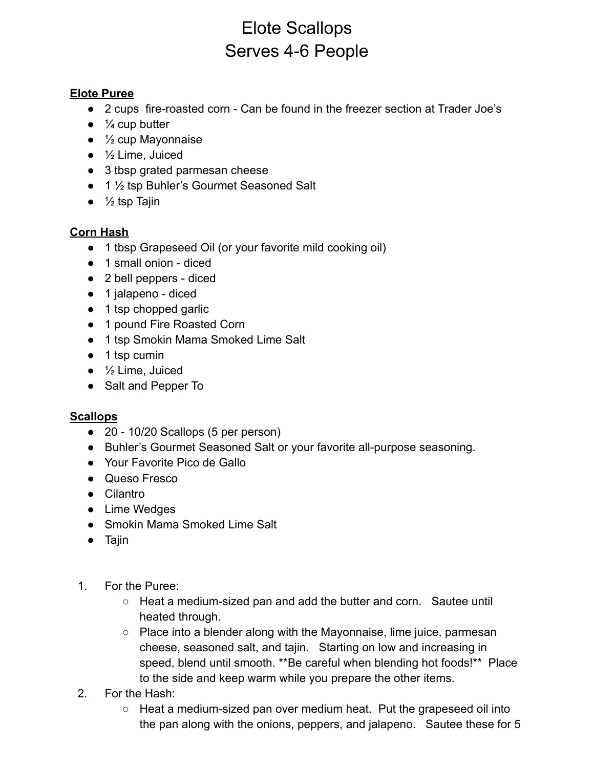# Elote Scallops
# Serves 4-6 People

**Elote Puree**

- 2 cups fire-roasted corn - Can be found in the freezer section at Trader Joe's
- ¼ cup butter
- ½ cup Mayonnaise
- ½ Lime, Juiced
- 3 tbsp grated parmesan cheese
- 1 ½ tsp Buhler's Gourmet Seasoned Salt
- ½ tsp Tajin

**Corn Hash**

- 1 tbsp Grapeseed Oil (or your favorite mild cooking oil)
- 1 small onion - diced
- 2 bell peppers - diced
- 1 jalapeno - diced
- 1 tsp chopped garlic
- 1 pound Fire Roasted Corn
- 1 tsp Smokin Mama Smoked Lime Salt
- 1 tsp cumin
- ½ Lime, Juiced
- Salt and Pepper To

**Scallops**

- 20 - 10/20 Scallops (5 per person)
- Buhler's Gourmet Seasoned Salt or your favorite all-purpose seasoning.
- Your Favorite Pico de Gallo
- Queso Fresco
- Cilantro
- Lime Wedges
- Smokin Mama Smoked Lime Salt
- Tajin

1. For the Puree:
   - Heat a medium-sized pan and add the butter and corn. Sautee until heated through.
   - Place into a blender along with the Mayonnaise, lime juice, parmesan cheese, seasoned salt, and tajin. Starting on low and increasing in speed, blend until smooth. **Be careful when blending hot foods!** Place to the side and keep warm while you prepare the other items.
2. For the Hash:
   - Heat a medium-sized pan over medium heat. Put the grapeseed oil into the pan along with the onions, peppers, and jalapeno. Sautee these for 5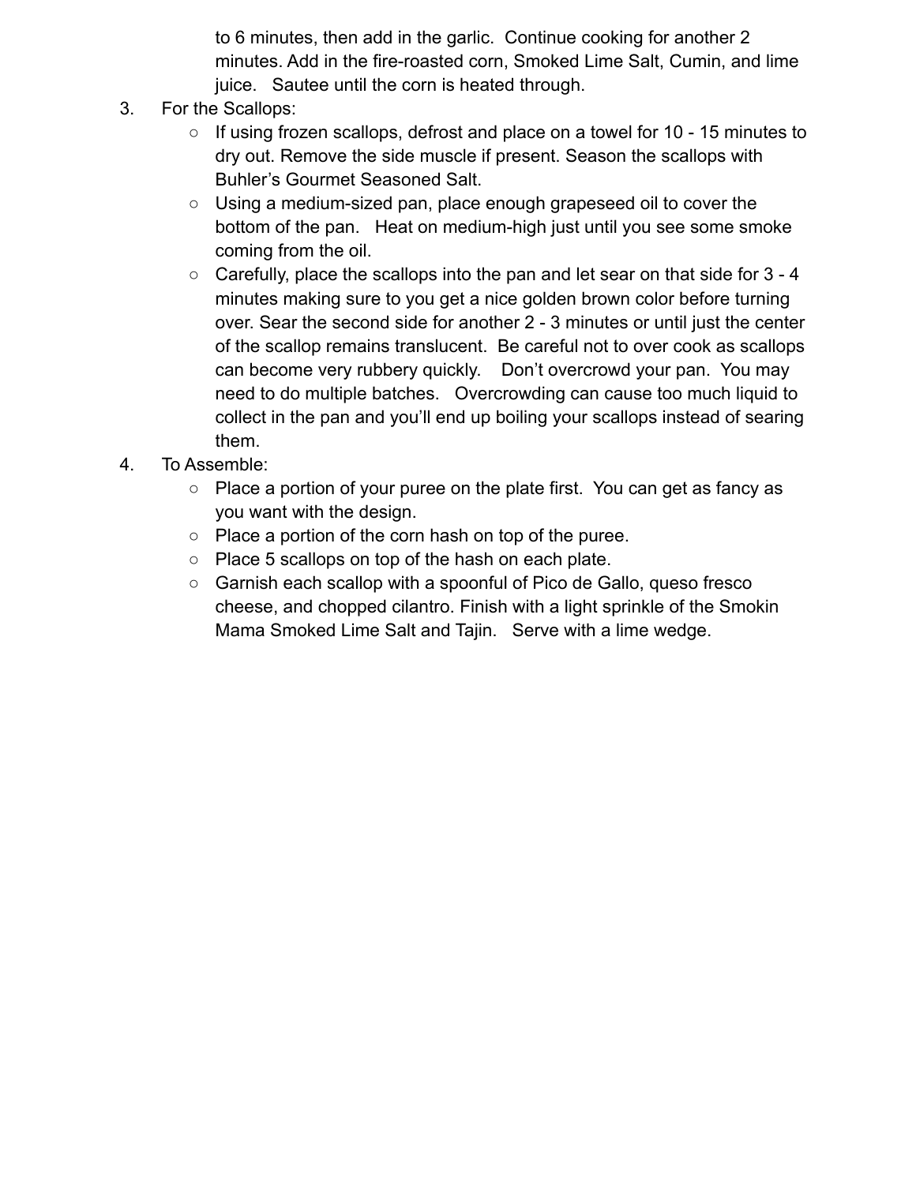to 6 minutes, then add in the garlic. Continue cooking for another 2 minutes. Add in the fire-roasted corn, Smoked Lime Salt, Cumin, and lime juice. Sautee until the corn is heated through.

3. For the Scallops:
   - If using frozen scallops, defrost and place on a towel for 10 - 15 minutes to dry out. Remove the side muscle if present. Season the scallops with Buhler's Gourmet Seasoned Salt.
   - Using a medium-sized pan, place enough grapeseed oil to cover the bottom of the pan. Heat on medium-high just until you see some smoke coming from the oil.
   - Carefully, place the scallops into the pan and let sear on that side for 3 - 4 minutes making sure to you get a nice golden brown color before turning over. Sear the second side for another 2 - 3 minutes or until just the center of the scallop remains translucent. Be careful not to over cook as scallops can become very rubbery quickly. Don't overcrowd your pan. You may need to do multiple batches. Overcrowding can cause too much liquid to collect in the pan and you'll end up boiling your scallops instead of searing them.
4. To Assemble:
   - Place a portion of your puree on the plate first. You can get as fancy as you want with the design.
   - Place a portion of the corn hash on top of the puree.
   - Place 5 scallops on top of the hash on each plate.
   - Garnish each scallop with a spoonful of Pico de Gallo, queso fresco cheese, and chopped cilantro. Finish with a light sprinkle of the Smokin Mama Smoked Lime Salt and Tajin. Serve with a lime wedge.